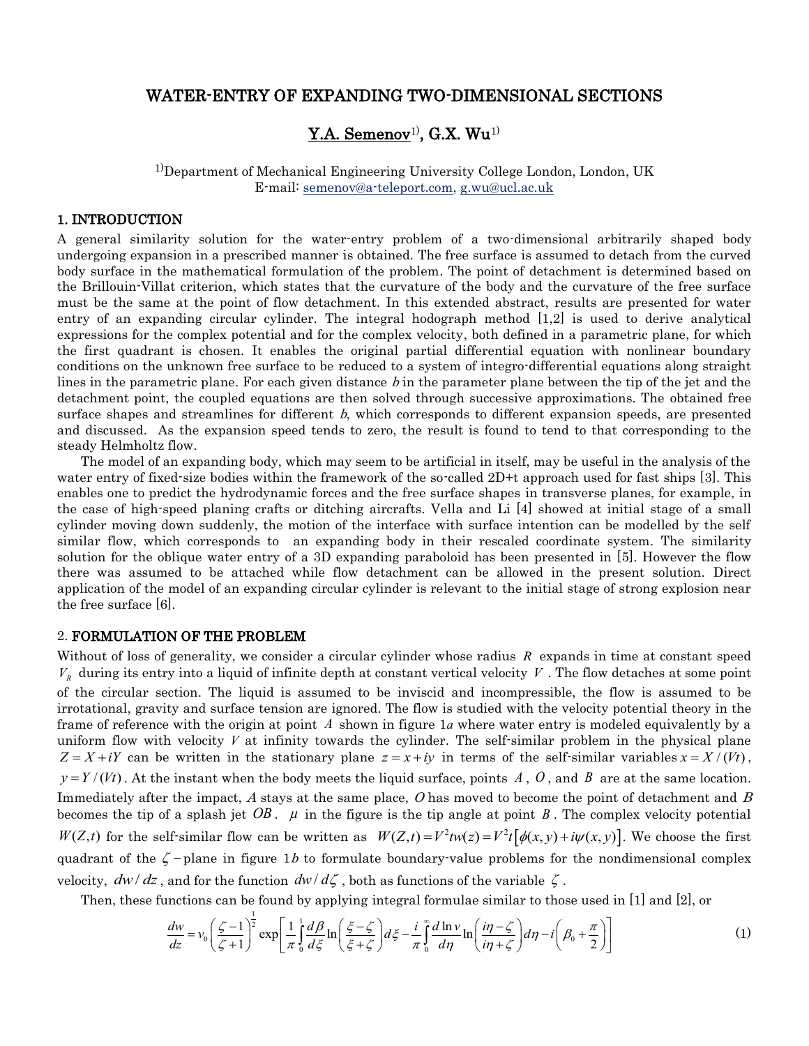# WATER-ENTRY OF EXPANDING TWO-DIMENSIONAL SECTIONS

**Y.A. Semenov[1], G.X. Wu[1]**

[1]Department of Mechanical Engineering University College London, London, UK
E-mail: semenov@a-teleport.com, g.wu@ucl.ac.uk

## 1. INTRODUCTION

A general similarity solution for the water-entry problem of a two-dimensional arbitrarily shaped body undergoing expansion in a prescribed manner is obtained. The free surface is assumed to detach from the curved body surface in the mathematical formulation of the problem. The point of detachment is determined based on the Brillouin-Villat criterion, which states that the curvature of the body and the curvature of the free surface must be the same at the point of flow detachment. In this extended abstract, results are presented for water entry of an expanding circular cylinder. The integral hodograph method [1,2] is used to derive analytical expressions for the complex potential and for the complex velocity, both defined in a parametric plane, for which the first quadrant is chosen. It enables the original partial differential equation with nonlinear boundary conditions on the unknown free surface to be reduced to a system of integro-differential equations along straight lines in the parametric plane. For each given distance $b$ in the parameter plane between the tip of the jet and the detachment point, the coupled equations are then solved through successive approximations. The obtained free surface shapes and streamlines for different $b$, which corresponds to different expansion speeds, are presented and discussed. As the expansion speed tends to zero, the result is found to tend to that corresponding to the steady Helmholtz flow.

The model of an expanding body, which may seem to be artificial in itself, may be useful in the analysis of the water entry of fixed-size bodies within the framework of the so-called 2D+t approach used for fast ships [3]. This enables one to predict the hydrodynamic forces and the free surface shapes in transverse planes, for example, in the case of high-speed planing crafts or ditching aircrafts. Vella and Li [4] showed at initial stage of a small cylinder moving down suddenly, the motion of the interface with surface intention can be modelled by the self similar flow, which corresponds to an expanding body in their rescaled coordinate system. The similarity solution for the oblique water entry of a 3D expanding paraboloid has been presented in [5]. However the flow there was assumed to be attached while flow detachment can be allowed in the present solution. Direct application of the model of an expanding circular cylinder is relevant to the initial stage of strong explosion near the free surface [6].

## 2. FORMULATION OF THE PROBLEM

Without of loss of generality, we consider a circular cylinder whose radius $R$ expands in time at constant speed $V_R$ during its entry into a liquid of infinite depth at constant vertical velocity $V$. The flow detaches at some point of the circular section. The liquid is assumed to be inviscid and incompressible, the flow is assumed to be irrotational, gravity and surface tension are ignored. The flow is studied with the velocity potential theory in the frame of reference with the origin at point $A$ shown in figure 1*a* where water entry is modeled equivalently by a uniform flow with velocity $V$ at infinity towards the cylinder. The self-similar problem in the physical plane $Z = X + iY$ can be written in the stationary plane $z = x + iy$ in terms of the self-similar variables $x = X/(Vt)$, $y = Y/(Vt)$. At the instant when the body meets the liquid surface, points $A$, $O$, and $B$ are at the same location. Immediately after the impact, $A$ stays at the same place, $O$ has moved to become the point of detachment and $B$ becomes the tip of a splash jet $OB$. $\mu$ in the figure is the tip angle at point $B$. The complex velocity potential $W(Z,t)$ for the self-similar flow can be written as $W(Z,t) = V^2 t w(z) = V^2 t\left[\phi(x,y) + i\psi(x,y)\right]$. We choose the first quadrant of the $\zeta$-plane in figure 1*b* to formulate boundary-value problems for the nondimensional complex velocity, $dw/dz$, and for the function $dw/d\zeta$, both as functions of the variable $\zeta$.

Then, these functions can be found by applying integral formulae similar to those used in [1] and [2], or

$$\frac{dw}{dz} = v_0\left(\frac{\zeta-1}{\zeta+1}\right)^{\frac{1}{2}} \exp\left[\frac{1}{\pi}\int_0^1 \frac{d\beta}{d\xi}\ln\left(\frac{\xi-\zeta}{\xi+\zeta}\right)d\xi - \frac{i}{\pi}\int_0^\infty \frac{d\ln v}{d\eta}\ln\left(\frac{i\eta-\zeta}{i\eta+\zeta}\right)d\eta - i\left(\beta_0+\frac{\pi}{2}\right)\right] \tag{1}$$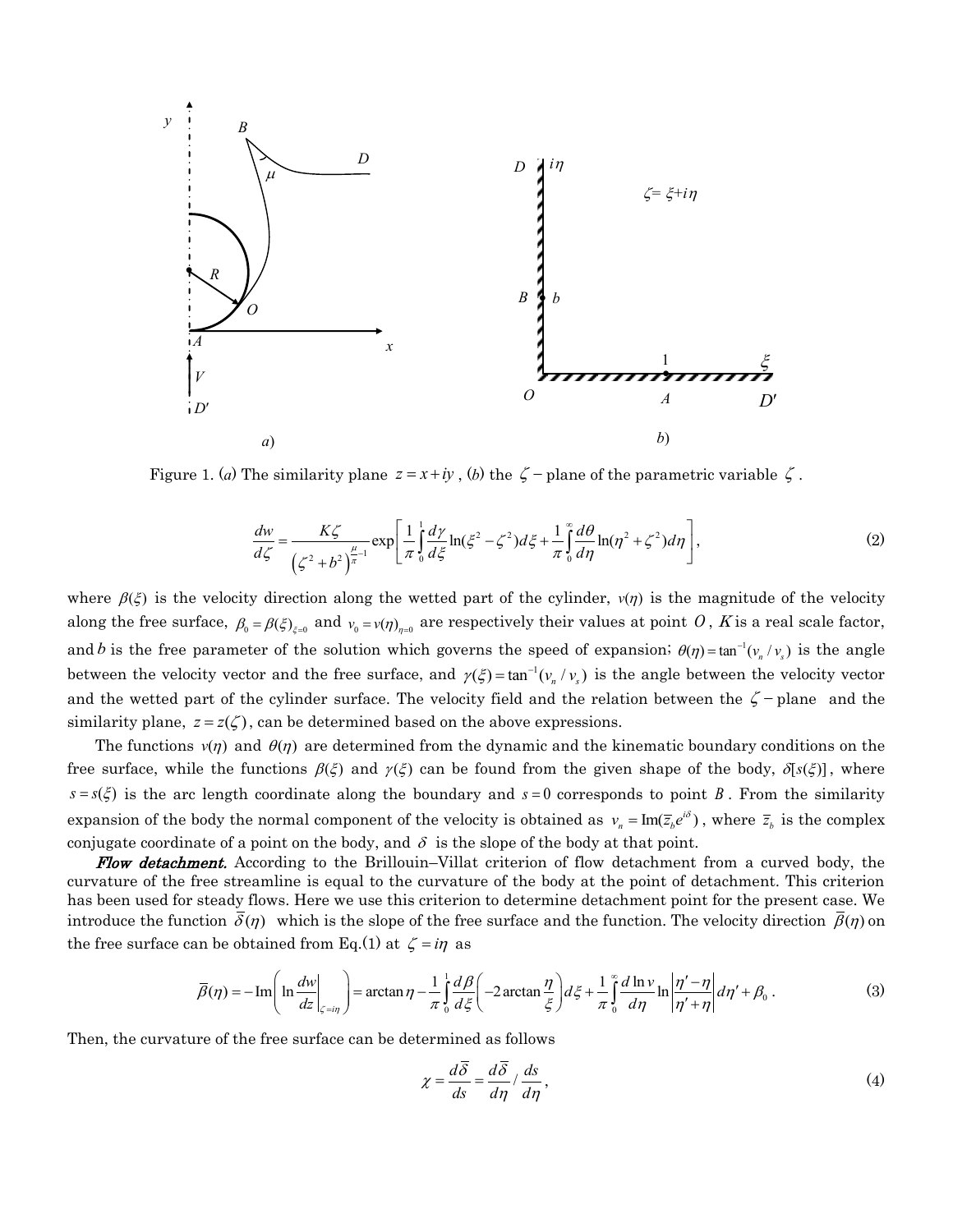Figure 1. (*a*) The similarity plane $z = x + iy$, (*b*) the $\zeta$ − plane of the parametric variable $\zeta$.

$$\frac{dw}{d\zeta} = \frac{K\zeta}{\left(\zeta^2 + b^2\right)^{\frac{\mu}{\pi}-1}} \exp\left[\frac{1}{\pi}\int_0^1 \frac{d\gamma}{d\xi}\ln(\xi^2 - \zeta^2)d\xi + \frac{1}{\pi}\int_0^\infty \frac{d\theta}{d\eta}\ln(\eta^2 + \zeta^2)d\eta\right], \tag{2}$$

where $\beta(\xi)$ is the velocity direction along the wetted part of the cylinder, $v(\eta)$ is the magnitude of the velocity along the free surface, $\beta_0 = \beta(\xi)_{\xi=0}$ and $v_0 = v(\eta)_{\eta=0}$ are respectively their values at point $O$, $K$ is a real scale factor, and $b$ is the free parameter of the solution which governs the speed of expansion; $\theta(\eta) = \tan^{-1}(v_n / v_s)$ is the angle between the velocity vector and the free surface, and $\gamma(\xi) = \tan^{-1}(v_n / v_s)$ is the angle between the velocity vector and the wetted part of the cylinder surface. The velocity field and the relation between the $\zeta$ − plane and the similarity plane, $z = z(\zeta)$, can be determined based on the above expressions.

The functions $v(\eta)$ and $\theta(\eta)$ are determined from the dynamic and the kinematic boundary conditions on the free surface, while the functions $\beta(\xi)$ and $\gamma(\xi)$ can be found from the given shape of the body, $\delta[s(\xi)]$, where $s = s(\xi)$ is the arc length coordinate along the boundary and $s = 0$ corresponds to point $B$. From the similarity expansion of the body the normal component of the velocity is obtained as $v_n = \mathrm{Im}(\bar{z}_b e^{i\delta})$, where $\bar{z}_b$ is the complex conjugate coordinate of a point on the body, and $\delta$ is the slope of the body at that point.

***Flow detachment.*** According to the Brillouin–Villat criterion of flow detachment from a curved body, the curvature of the free streamline is equal to the curvature of the body at the point of detachment. This criterion has been used for steady flows. Here we use this criterion to determine detachment point for the present case. We introduce the function $\bar{\delta}(\eta)$ which is the slope of the free surface and the function. The velocity direction $\bar{\beta}(\eta)$ on the free surface can be obtained from Eq.(1) at $\zeta = i\eta$ as

$$\bar{\beta}(\eta) = -\mathrm{Im}\left(\ln \left.\frac{dw}{dz}\right|_{\zeta=i\eta}\right) = \arctan\eta - \frac{1}{\pi}\int_0^1 \frac{d\beta}{d\xi}\left(-2\arctan\frac{\eta}{\xi}\right)d\xi + \frac{1}{\pi}\int_0^\infty \frac{d\ln v}{d\eta}\ln\left|\frac{\eta' - \eta}{\eta' + \eta}\right|d\eta' + \beta_0 . \tag{3}$$

Then, the curvature of the free surface can be determined as follows

$$\chi = \frac{d\bar{\delta}}{ds} = \frac{d\bar{\delta}}{d\eta} / \frac{ds}{d\eta}, \tag{4}$$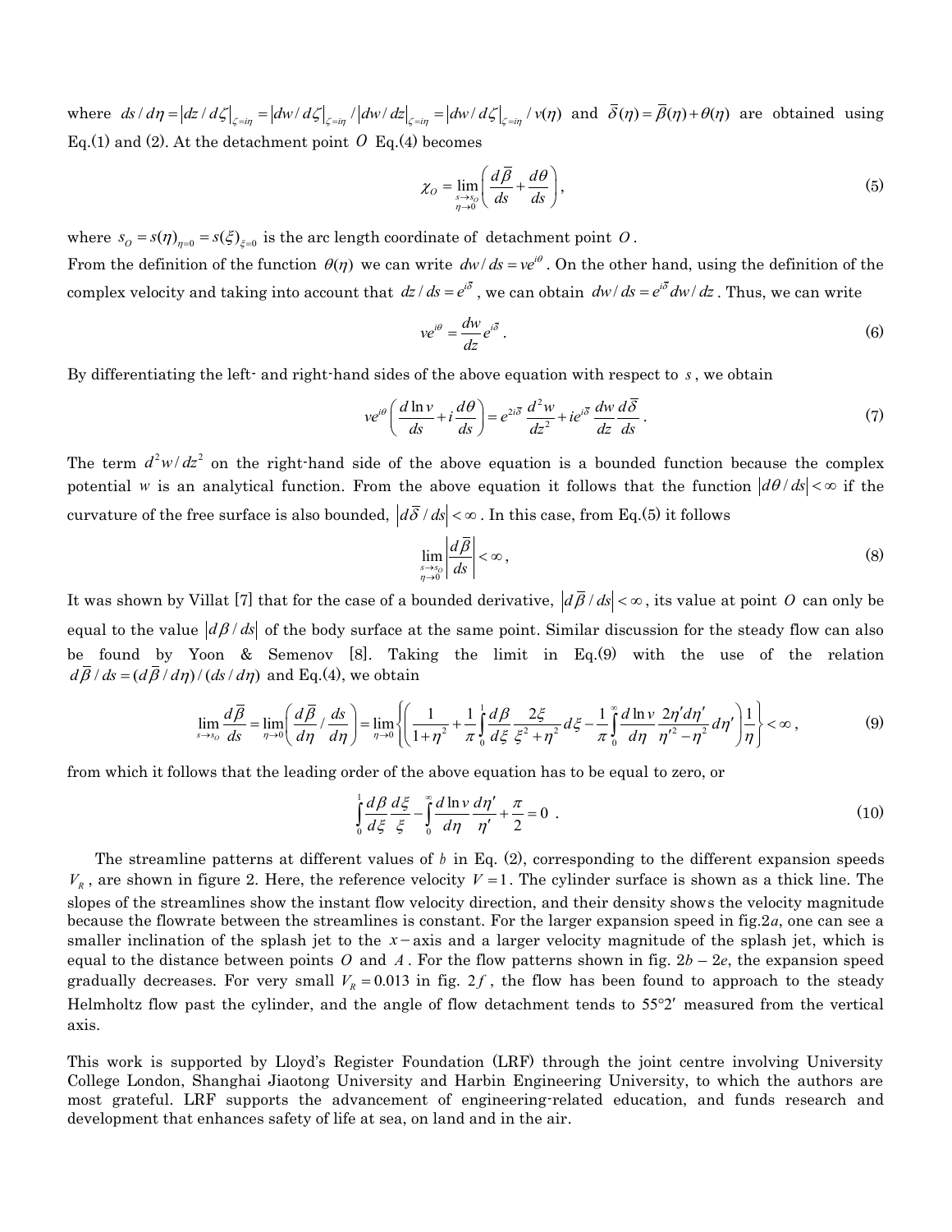where $ds/d\eta = |dz/d\zeta|_{\zeta=i\eta} = |dw/d\zeta|_{\zeta=i\eta} / |dw/dz|_{\zeta=i\eta} = |dw/d\zeta|_{\zeta=i\eta} / v(\eta)$ and $\bar{\delta}(\eta) = \bar{\beta}(\eta) + \theta(\eta)$ are obtained using Eq.(1) and (2). At the detachment point $O$ Eq.(4) becomes

$$\chi_O = \lim_{\substack{s \to s_O \\ \eta \to 0}} \left( \frac{d\bar{\beta}}{ds} + \frac{d\theta}{ds} \right), \tag{5}$$

where $s_O = s(\eta)_{\eta=0} = s(\xi)_{\xi=0}$ is the arc length coordinate of detachment point $O$.

From the definition of the function $\theta(\eta)$ we can write $dw/ds = ve^{i\theta}$. On the other hand, using the definition of the complex velocity and taking into account that $dz/ds = e^{i\bar{\delta}}$, we can obtain $dw/ds = e^{i\bar{\delta}} dw/dz$. Thus, we can write

$$ve^{i\theta} = \frac{dw}{dz} e^{i\bar{\delta}}. \tag{6}$$

By differentiating the left- and right-hand sides of the above equation with respect to $s$, we obtain

$$ve^{i\theta} \left( \frac{d\ln v}{ds} + i\frac{d\theta}{ds} \right) = e^{2i\bar{\delta}} \frac{d^2 w}{dz^2} + ie^{i\bar{\delta}} \frac{dw}{dz} \frac{d\bar{\delta}}{ds}. \tag{7}$$

The term $d^2w/dz^2$ on the right-hand side of the above equation is a bounded function because the complex potential $w$ is an analytical function. From the above equation it follows that the function $|d\theta/ds| < \infty$ if the curvature of the free surface is also bounded, $|d\bar{\delta}/ds| < \infty$. In this case, from Eq.(5) it follows

$$\lim_{\substack{s \to s_O \\ \eta \to 0}} \left| \frac{d\bar{\beta}}{ds} \right| < \infty, \tag{8}$$

It was shown by Villat [7] that for the case of a bounded derivative, $|d\bar{\beta}/ds| < \infty$, its value at point $O$ can only be equal to the value $|d\beta/ds|$ of the body surface at the same point. Similar discussion for the steady flow can also be found by Yoon & Semenov [8]. Taking the limit in Eq.(9) with the use of the relation $d\bar{\beta}/ds = (d\bar{\beta}/d\eta)/(ds/d\eta)$ and Eq.(4), we obtain

$$\lim_{s \to s_O} \frac{d\bar{\beta}}{ds} = \lim_{\eta \to 0} \left( \frac{d\bar{\beta}}{d\eta} \Big/ \frac{ds}{d\eta} \right) = \lim_{\eta \to 0} \left\{ \left( \frac{1}{1+\eta^2} + \frac{1}{\pi} \int_0^1 \frac{d\beta}{d\xi} \frac{2\xi}{\xi^2 + \eta^2} d\xi - \frac{1}{\pi} \int_0^\infty \frac{d\ln v}{d\eta} \frac{2\eta' d\eta'}{\eta'^2 - \eta^2} d\eta' \right) \frac{1}{\eta} \right\} < \infty, \tag{9}$$

from which it follows that the leading order of the above equation has to be equal to zero, or

$$\int_0^1 \frac{d\beta}{d\xi} \frac{d\xi}{\xi} - \int_0^\infty \frac{d\ln v}{d\eta} \frac{d\eta'}{\eta'} + \frac{\pi}{2} = 0. \tag{10}$$

The streamline patterns at different values of $b$ in Eq. (2), corresponding to the different expansion speeds $V_R$, are shown in figure 2. Here, the reference velocity $V = 1$. The cylinder surface is shown as a thick line. The slopes of the streamlines show the instant flow velocity direction, and their density shows the velocity magnitude because the flowrate between the streamlines is constant. For the larger expansion speed in fig.2*a*, one can see a smaller inclination of the splash jet to the $x-$axis and a larger velocity magnitude of the splash jet, which is equal to the distance between points $O$ and $A$. For the flow patterns shown in fig. 2*b* – 2*e*, the expansion speed gradually decreases. For very small $V_R = 0.013$ in fig. 2*f*, the flow has been found to approach to the steady Helmholtz flow past the cylinder, and the angle of flow detachment tends to $55°2'$ measured from the vertical axis.

This work is supported by Lloyd's Register Foundation (LRF) through the joint centre involving University College London, Shanghai Jiaotong University and Harbin Engineering University, to which the authors are most grateful. LRF supports the advancement of engineering-related education, and funds research and development that enhances safety of life at sea, on land and in the air.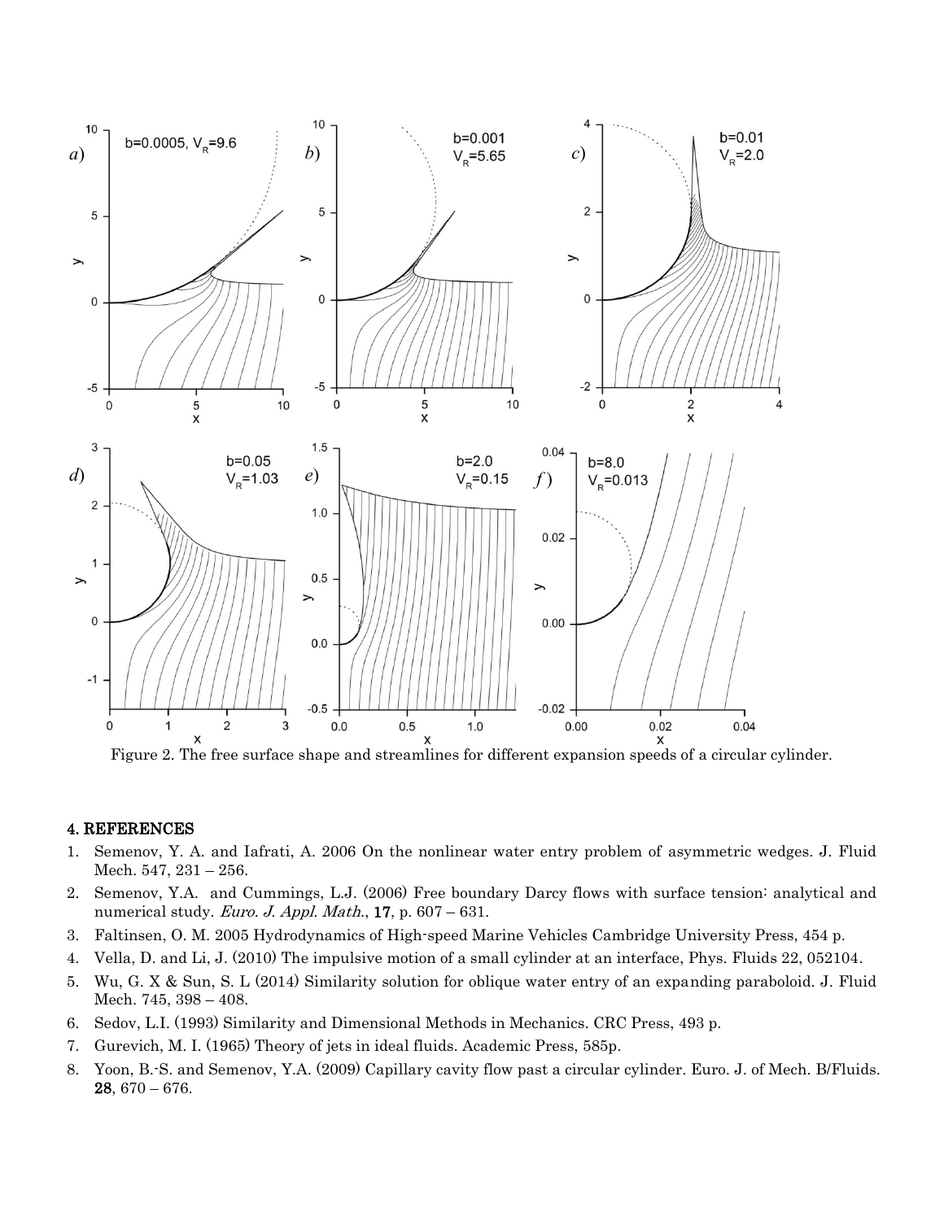a) b=0.0005, $V_R$=9.6

b) b=0.001 $V_R$=5.65

c) b=0.01 $V_R$=2.0

d) b=0.05 $V_R$=1.03

e) b=2.0 $V_R$=0.15

f) b=8.0 $V_R$=0.013

Figure 2. The free surface shape and streamlines for different expansion speeds of a circular cylinder.

## 4. REFERENCES

1. Semenov, Y. A. and Iafrati, A. 2006 On the nonlinear water entry problem of asymmetric wedges. J. Fluid Mech. 547, 231 – 256.
2. Semenov, Y.A. and Cummings, L.J. (2006) Free boundary Darcy flows with surface tension: analytical and numerical study. *Euro. J. Appl. Math.*, **17**, p. 607 – 631.
3. Faltinsen, O. M. 2005 Hydrodynamics of High-speed Marine Vehicles Cambridge University Press, 454 p.
4. Vella, D. and Li, J. (2010) The impulsive motion of a small cylinder at an interface, Phys. Fluids 22, 052104.
5. Wu, G. X & Sun, S. L (2014) Similarity solution for oblique water entry of an expanding paraboloid. J. Fluid Mech. 745, 398 – 408.
6. Sedov, L.I. (1993) Similarity and Dimensional Methods in Mechanics. CRC Press, 493 p.
7. Gurevich, M. I. (1965) Theory of jets in ideal fluids. Academic Press, 585p.
8. Yoon, B.-S. and Semenov, Y.A. (2009) Capillary cavity flow past a circular cylinder. Euro. J. of Mech. B/Fluids. **28**, 670 – 676.